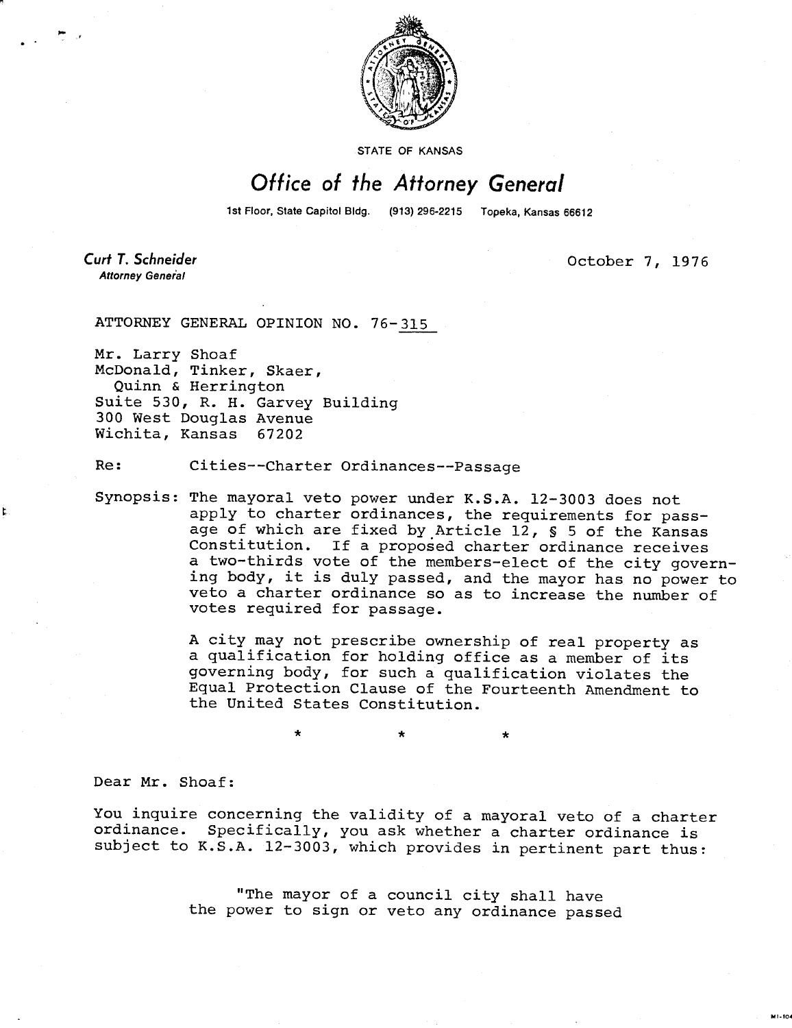STATE OF KANSAS

# Office of the Attorney General

1st Floor, State Capitol Bldg. (913) 296-2215 Topeka, Kansas 66612

**Curt T. Schneider**
*Attorney General*

October 7, 1976

ATTORNEY GENERAL OPINION NO. 76-315

Mr. Larry Shoaf
McDonald, Tinker, Skaer,
Quinn & Herrington
Suite 530, R. H. Garvey Building
300 West Douglas Avenue
Wichita, Kansas 67202

Re: Cities--Charter Ordinances--Passage

Synopsis: The mayoral veto power under K.S.A. 12-3003 does not apply to charter ordinances, the requirements for passage of which are fixed by Article 12, § 5 of the Kansas Constitution. If a proposed charter ordinance receives a two-thirds vote of the members-elect of the city governing body, it is duly passed, and the mayor has no power to veto a charter ordinance so as to increase the number of votes required for passage.

A city may not prescribe ownership of real property as a qualification for holding office as a member of its governing body, for such a qualification violates the Equal Protection Clause of the Fourteenth Amendment to the United States Constitution.

\* \* \*

Dear Mr. Shoaf:

You inquire concerning the validity of a mayoral veto of a charter ordinance. Specifically, you ask whether a charter ordinance is subject to K.S.A. 12-3003, which provides in pertinent part thus:

> "The mayor of a council city shall have the power to sign or veto any ordinance passed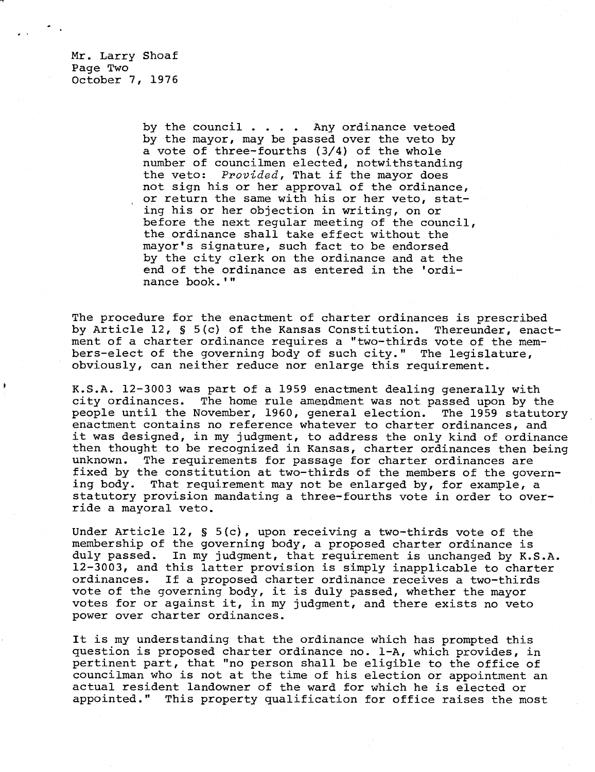Mr. Larry Shoaf
Page Two
October 7, 1976

> by the council . . . . Any ordinance vetoed by the mayor, may be passed over the veto by a vote of three-fourths (3/4) of the whole number of councilmen elected, notwithstanding the veto: *Provided*, That if the mayor does not sign his or her approval of the ordinance, or return the same with his or her veto, stating his or her objection in writing, on or before the next regular meeting of the council, the ordinance shall take effect without the mayor's signature, such fact to be endorsed by the city clerk on the ordinance and at the end of the ordinance as entered in the 'ordinance book.'"

The procedure for the enactment of charter ordinances is prescribed by Article 12, § 5(c) of the Kansas Constitution. Thereunder, enactment of a charter ordinance requires a "two-thirds vote of the members-elect of the governing body of such city." The legislature, obviously, can neither reduce nor enlarge this requirement.

K.S.A. 12-3003 was part of a 1959 enactment dealing generally with city ordinances. The home rule amendment was not passed upon by the people until the November, 1960, general election. The 1959 statutory enactment contains no reference whatever to charter ordinances, and it was designed, in my judgment, to address the only kind of ordinance then thought to be recognized in Kansas, charter ordinances then being unknown. The requirements for passage for charter ordinances are fixed by the constitution at two-thirds of the members of the governing body. That requirement may not be enlarged by, for example, a statutory provision mandating a three-fourths vote in order to override a mayoral veto.

Under Article 12, § 5(c), upon receiving a two-thirds vote of the membership of the governing body, a proposed charter ordinance is duly passed. In my judgment, that requirement is unchanged by K.S.A. 12-3003, and this latter provision is simply inapplicable to charter ordinances. If a proposed charter ordinance receives a two-thirds vote of the governing body, it is duly passed, whether the mayor votes for or against it, in my judgment, and there exists no veto power over charter ordinances.

It is my understanding that the ordinance which has prompted this question is proposed charter ordinance no. 1-A, which provides, in pertinent part, that "no person shall be eligible to the office of councilman who is not at the time of his election or appointment an actual resident landowner of the ward for which he is elected or appointed." This property qualification for office raises the most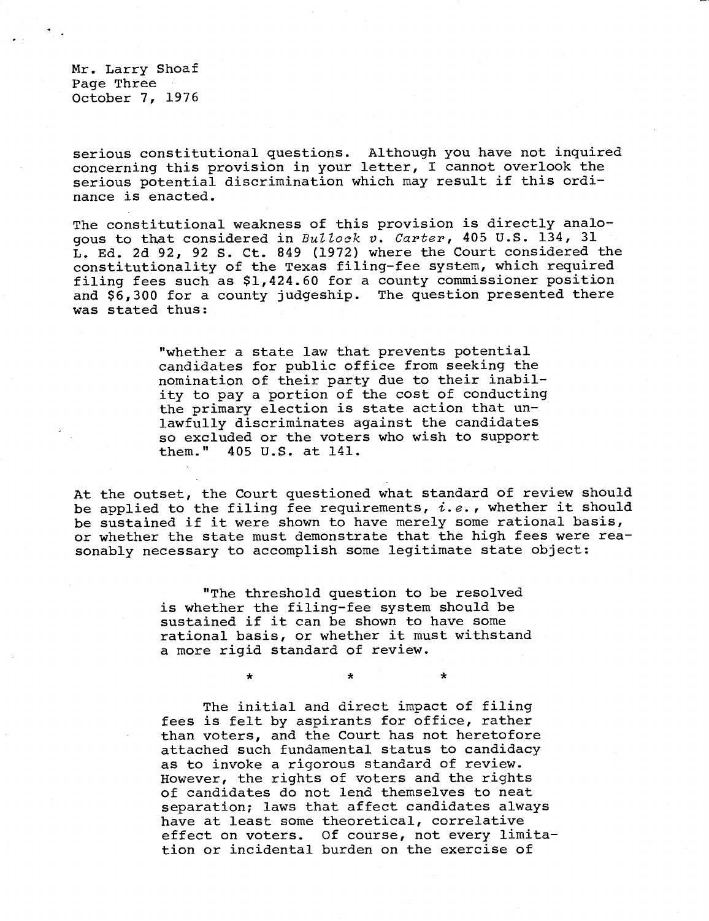Mr. Larry Shoaf
Page Three
October 7, 1976

serious constitutional questions. Although you have not inquired concerning this provision in your letter, I cannot overlook the serious potential discrimination which may result if this ordinance is enacted.

The constitutional weakness of this provision is directly analogous to that considered in *Bullock v. Carter*, 405 U.S. 134, 31 L. Ed. 2d 92, 92 S. Ct. 849 (1972) where the Court considered the constitutionality of the Texas filing-fee system, which required filing fees such as $1,424.60 for a county commissioner position and $6,300 for a county judgeship. The question presented there was stated thus:

> "whether a state law that prevents potential candidates for public office from seeking the nomination of their party due to their inability to pay a portion of the cost of conducting the primary election is state action that unlawfully discriminates against the candidates so excluded or the voters who wish to support them." 405 U.S. at 141.

At the outset, the Court questioned what standard of review should be applied to the filing fee requirements, *i.e.*, whether it should be sustained if it were shown to have merely some rational basis, or whether the state must demonstrate that the high fees were reasonably necessary to accomplish some legitimate state object:

> "The threshold question to be resolved is whether the filing-fee system should be sustained if it can be shown to have some rational basis, or whether it must withstand a more rigid standard of review.
>
> \* \* \*
>
> The initial and direct impact of filing fees is felt by aspirants for office, rather than voters, and the Court has not heretofore attached such fundamental status to candidacy as to invoke a rigorous standard of review. However, the rights of voters and the rights of candidates do not lend themselves to neat separation; laws that affect candidates always have at least some theoretical, correlative effect on voters. Of course, not every limitation or incidental burden on the exercise of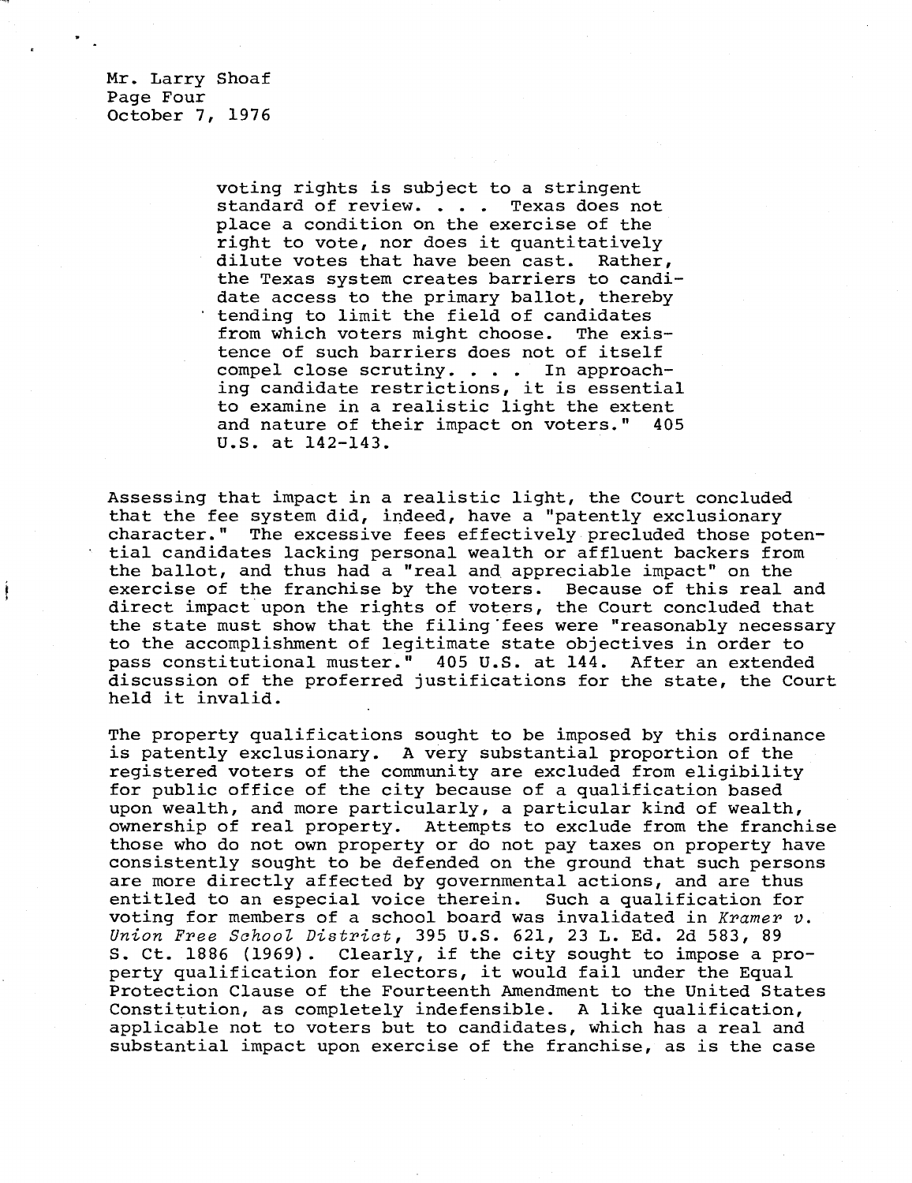Mr. Larry Shoaf
Page Four
October 7, 1976

> voting rights is subject to a stringent standard of review. . . . Texas does not place a condition on the exercise of the right to vote, nor does it quantitatively dilute votes that have been cast. Rather, the Texas system creates barriers to candidate access to the primary ballot, thereby tending to limit the field of candidates from which voters might choose. The existence of such barriers does not of itself compel close scrutiny. . . . In approaching candidate restrictions, it is essential to examine in a realistic light the extent and nature of their impact on voters." 405 U.S. at 142-143.

Assessing that impact in a realistic light, the Court concluded that the fee system did, indeed, have a "patently exclusionary character." The excessive fees effectively precluded those potential candidates lacking personal wealth or affluent backers from the ballot, and thus had a "real and appreciable impact" on the exercise of the franchise by the voters. Because of this real and direct impact upon the rights of voters, the Court concluded that the state must show that the filing fees were "reasonably necessary to the accomplishment of legitimate state objectives in order to pass constitutional muster." 405 U.S. at 144. After an extended discussion of the proferred justifications for the state, the Court held it invalid.

The property qualifications sought to be imposed by this ordinance is patently exclusionary. A very substantial proportion of the registered voters of the community are excluded from eligibility for public office of the city because of a qualification based upon wealth, and more particularly, a particular kind of wealth, ownership of real property. Attempts to exclude from the franchise those who do not own property or do not pay taxes on property have consistently sought to be defended on the ground that such persons are more directly affected by governmental actions, and are thus entitled to an especial voice therein. Such a qualification for voting for members of a school board was invalidated in *Kramer v. Union Free School District*, 395 U.S. 621, 23 L. Ed. 2d 583, 89 S. Ct. 1886 (1969). Clearly, if the city sought to impose a property qualification for electors, it would fail under the Equal Protection Clause of the Fourteenth Amendment to the United States Constitution, as completely indefensible. A like qualification, applicable not to voters but to candidates, which has a real and substantial impact upon exercise of the franchise, as is the case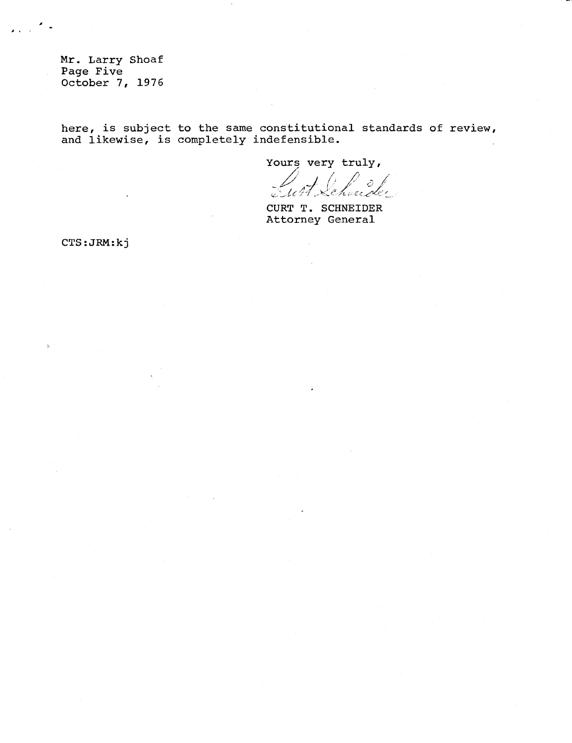here, is subject to the same constitutional standards of review, and likewise, is completely indefensible.

Yours very truly,

Curt Schneider

CURT T. SCHNEIDER
Attorney General

CTS:JRM:kj